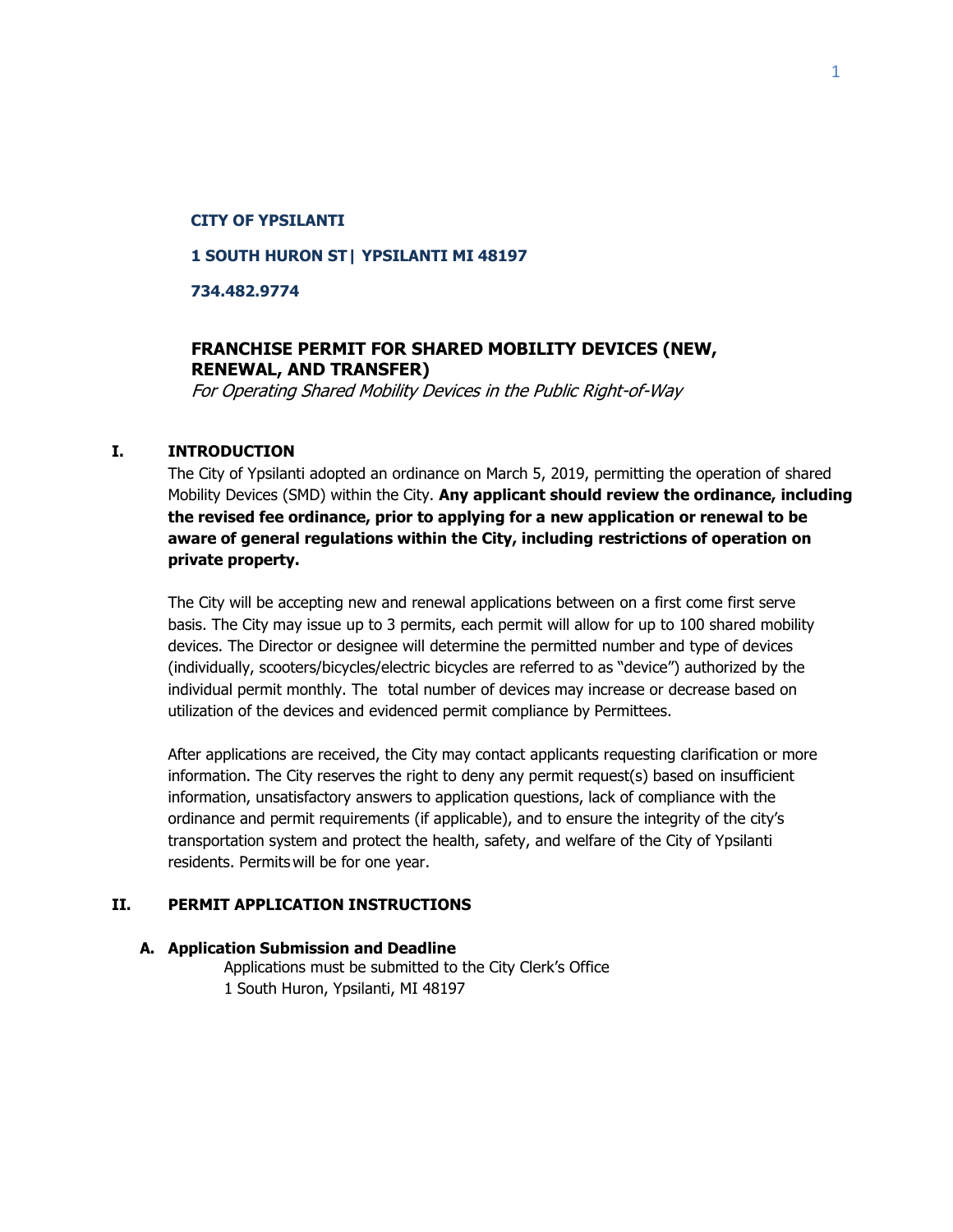**CITY OF YPSILANTI**

**1 SOUTH HURON ST | YPSILANTI MI 48197**

**734.482.9774**

# FRANCHISE PERMIT FOR SHARED MOBILITY DEVICES (NEW, RENEWAL, AND TRANSFER)

*For Operating Shared Mobility Devices in the Public Right-of-Way*

## I. INTRODUCTION

The City of Ypsilanti adopted an ordinance on March 5, 2019, permitting the operation of shared Mobility Devices (SMD) within the City. **Any applicant should review the ordinance, including the revised fee ordinance, prior to applying for a new application or renewal to be aware of general regulations within the City, including restrictions of operation on private property.**

The City will be accepting new and renewal applications between on a first come first serve basis. The City may issue up to 3 permits, each permit will allow for up to 100 shared mobility devices. The Director or designee will determine the permitted number and type of devices (individually, scooters/bicycles/electric bicycles are referred to as "device") authorized by the individual permit monthly. The total number of devices may increase or decrease based on utilization of the devices and evidenced permit compliance by Permittees.

After applications are received, the City may contact applicants requesting clarification or more information. The City reserves the right to deny any permit request(s) based on insufficient information, unsatisfactory answers to application questions, lack of compliance with the ordinance and permit requirements (if applicable), and to ensure the integrity of the city's transportation system and protect the health, safety, and welfare of the City of Ypsilanti residents. Permits will be for one year.

## II. PERMIT APPLICATION INSTRUCTIONS

### A. Application Submission and Deadline

Applications must be submitted to the City Clerk's Office
1 South Huron, Ypsilanti, MI 48197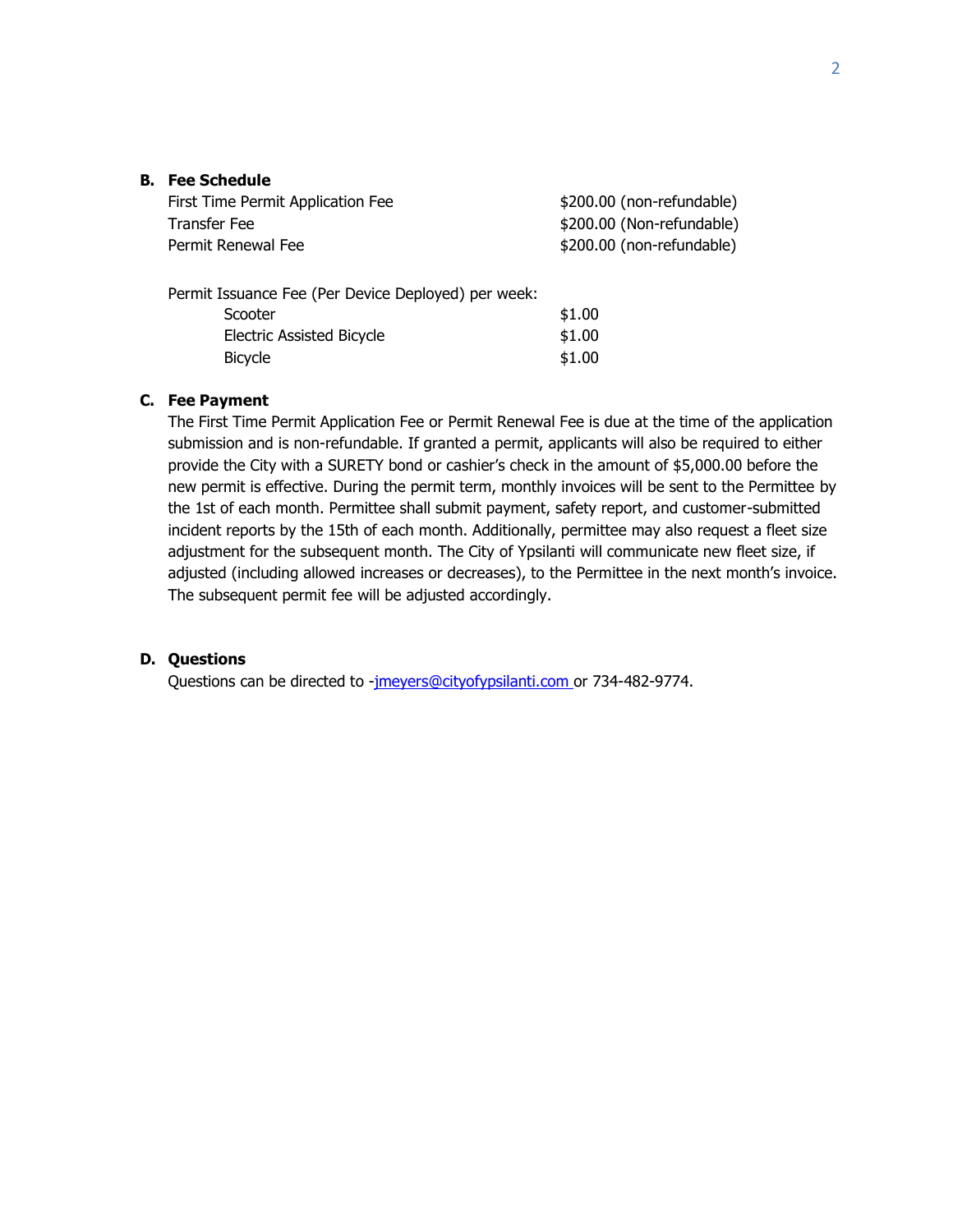**B. Fee Schedule**

| | |
|---|---|
| First Time Permit Application Fee | $200.00 (non-refundable) |
| Transfer Fee | $200.00 (Non-refundable) |
| Permit Renewal Fee | $200.00 (non-refundable) |

Permit Issuance Fee (Per Device Deployed) per week:

| | |
|---|---|
| Scooter | $1.00 |
| Electric Assisted Bicycle | $1.00 |
| Bicycle | $1.00 |

**C. Fee Payment**

The First Time Permit Application Fee or Permit Renewal Fee is due at the time of the application submission and is non-refundable. If granted a permit, applicants will also be required to either provide the City with a SURETY bond or cashier's check in the amount of $5,000.00 before the new permit is effective. During the permit term, monthly invoices will be sent to the Permittee by the 1st of each month. Permittee shall submit payment, safety report, and customer-submitted incident reports by the 15th of each month. Additionally, permittee may also request a fleet size adjustment for the subsequent month. The City of Ypsilanti will communicate new fleet size, if adjusted (including allowed increases or decreases), to the Permittee in the next month's invoice. The subsequent permit fee will be adjusted accordingly.

**D. Questions**

Questions can be directed to -jmeyers@cityofypsilanti.com or 734-482-9774.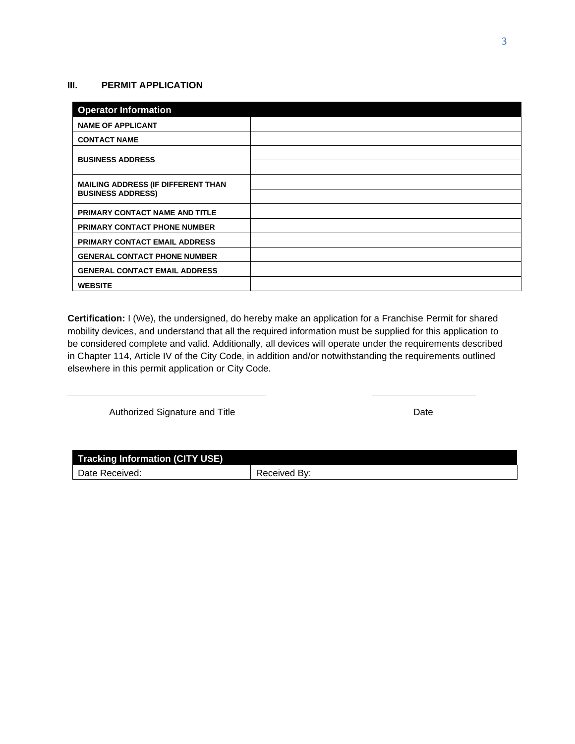### III. PERMIT APPLICATION

| Operator Information | |
|---|---|
| **NAME OF APPLICANT** | |
| **CONTACT NAME** | |
| **BUSINESS ADDRESS** | |
| | |
| **MAILING ADDRESS (IF DIFFERENT THAN BUSINESS ADDRESS)** | |
| | |
| **PRIMARY CONTACT NAME AND TITLE** | |
| **PRIMARY CONTACT PHONE NUMBER** | |
| **PRIMARY CONTACT EMAIL ADDRESS** | |
| **GENERAL CONTACT PHONE NUMBER** | |
| **GENERAL CONTACT EMAIL ADDRESS** | |
| **WEBSITE** | |

**Certification:** I (We), the undersigned, do hereby make an application for a Franchise Permit for shared mobility devices, and understand that all the required information must be supplied for this application to be considered complete and valid. Additionally, all devices will operate under the requirements described in Chapter 114, Article IV of the City Code, in addition and/or notwithstanding the requirements outlined elsewhere in this permit application or City Code.

\_\_\_\_\_\_\_\_\_\_\_\_\_\_\_\_\_\_\_\_\_\_\_\_\_\_\_\_\_\_\_\_\_\_\_\_\_\_ \_\_\_\_\_\_\_\_\_\_\_\_\_\_\_\_\_\_\_\_

Authorized Signature and Title Date

| Tracking Information (CITY USE) | |
|---|---|
| Date Received: | Received By: |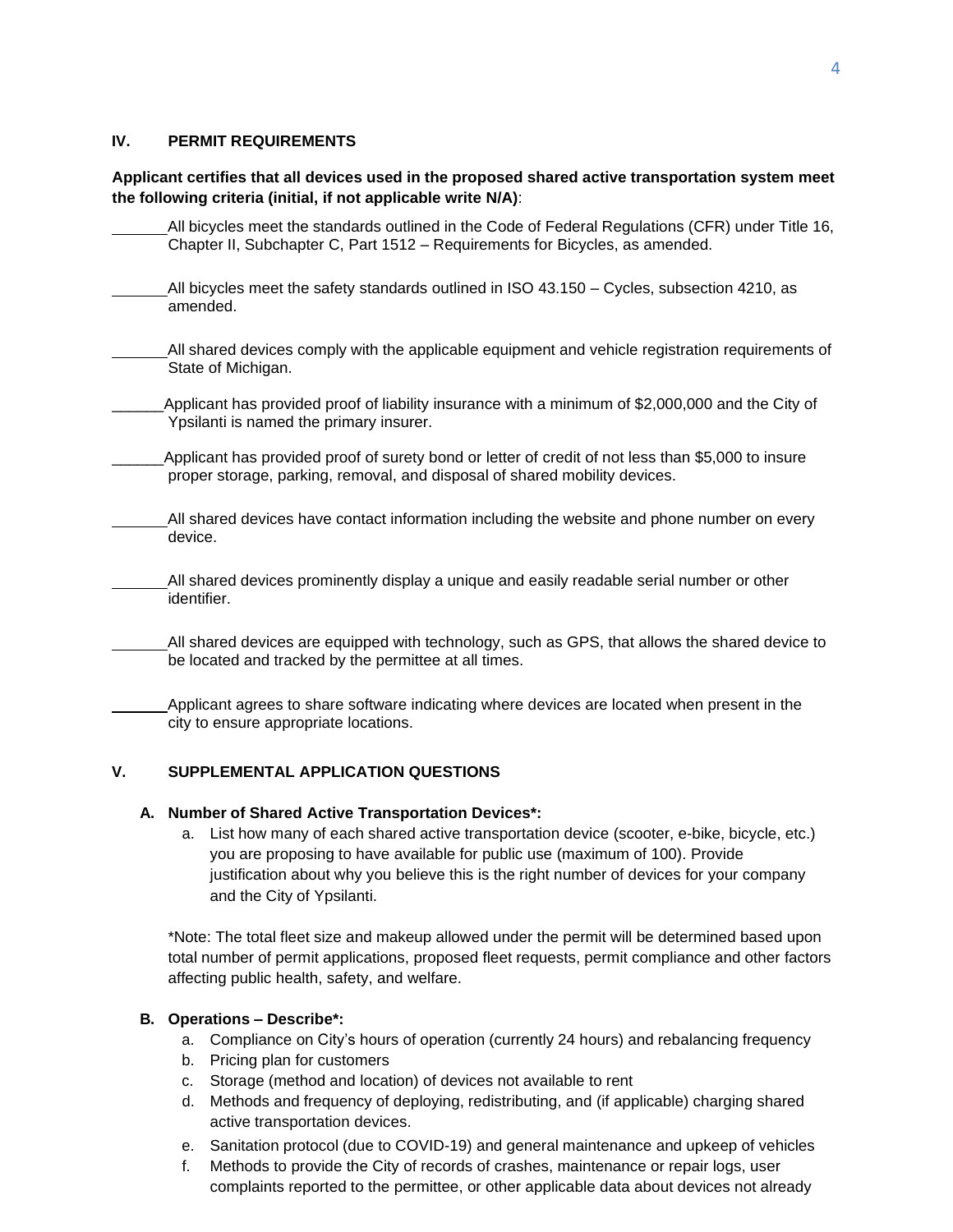## IV. PERMIT REQUIREMENTS

**Applicant certifies that all devices used in the proposed shared active transportation system meet the following criteria (initial, if not applicable write N/A)**:

_______All bicycles meet the standards outlined in the Code of Federal Regulations (CFR) under Title 16, Chapter II, Subchapter C, Part 1512 – Requirements for Bicycles, as amended.

_______All bicycles meet the safety standards outlined in ISO 43.150 – Cycles, subsection 4210, as amended.

_______All shared devices comply with the applicable equipment and vehicle registration requirements of State of Michigan.

______Applicant has provided proof of liability insurance with a minimum of $2,000,000 and the City of Ypsilanti is named the primary insurer.

______Applicant has provided proof of surety bond or letter of credit of not less than $5,000 to insure proper storage, parking, removal, and disposal of shared mobility devices.

_______All shared devices have contact information including the website and phone number on every device.

_______All shared devices prominently display a unique and easily readable serial number or other identifier.

_______All shared devices are equipped with technology, such as GPS, that allows the shared device to be located and tracked by the permittee at all times.

_______Applicant agrees to share software indicating where devices are located when present in the city to ensure appropriate locations.

## V. SUPPLEMENTAL APPLICATION QUESTIONS

### A. Number of Shared Active Transportation Devices*:

a. List how many of each shared active transportation device (scooter, e-bike, bicycle, etc.) you are proposing to have available for public use (maximum of 100). Provide justification about why you believe this is the right number of devices for your company and the City of Ypsilanti.

*Note: The total fleet size and makeup allowed under the permit will be determined based upon total number of permit applications, proposed fleet requests, permit compliance and other factors affecting public health, safety, and welfare.

### B. Operations – Describe*:

a. Compliance on City's hours of operation (currently 24 hours) and rebalancing frequency
b. Pricing plan for customers
c. Storage (method and location) of devices not available to rent
d. Methods and frequency of deploying, redistributing, and (if applicable) charging shared active transportation devices.
e. Sanitation protocol (due to COVID-19) and general maintenance and upkeep of vehicles
f. Methods to provide the City of records of crashes, maintenance or repair logs, user complaints reported to the permittee, or other applicable data about devices not already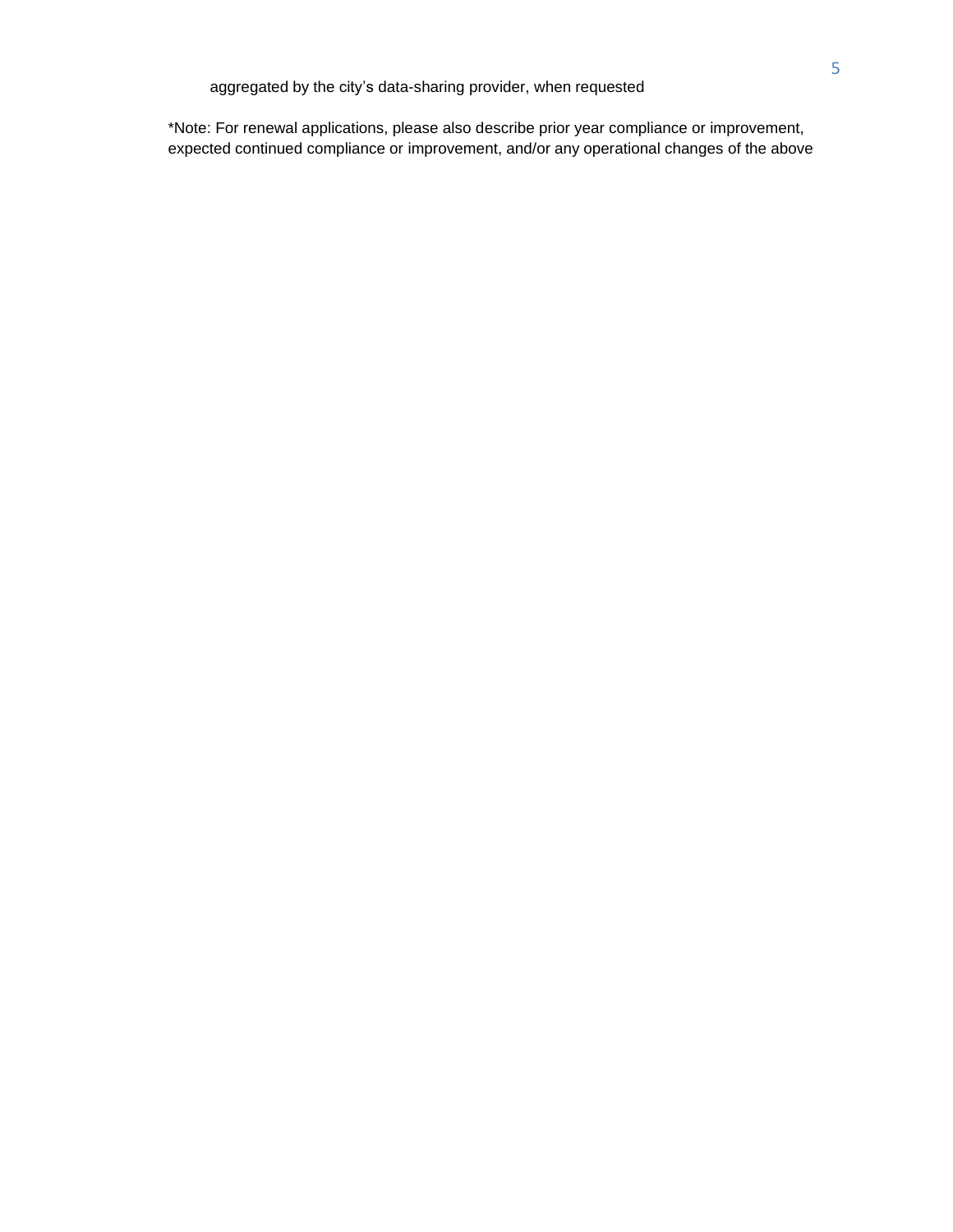aggregated by the city’s data-sharing provider, when requested

*Note: For renewal applications, please also describe prior year compliance or improvement, expected continued compliance or improvement, and/or any operational changes of the above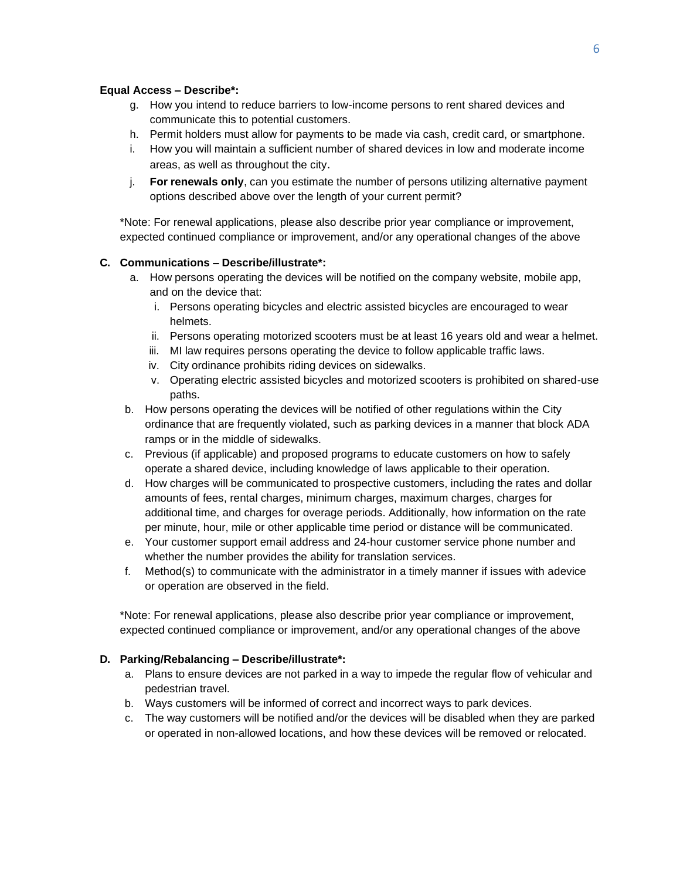**Equal Access – Describe*:**

g. How you intend to reduce barriers to low-income persons to rent shared devices and communicate this to potential customers.
h. Permit holders must allow for payments to be made via cash, credit card, or smartphone.
i. How you will maintain a sufficient number of shared devices in low and moderate income areas, as well as throughout the city.
j. **For renewals only**, can you estimate the number of persons utilizing alternative payment options described above over the length of your current permit?

*Note: For renewal applications, please also describe prior year compliance or improvement, expected continued compliance or improvement, and/or any operational changes of the above

**C. Communications – Describe/illustrate*:**

a. How persons operating the devices will be notified on the company website, mobile app, and on the device that:
   i. Persons operating bicycles and electric assisted bicycles are encouraged to wear helmets.
   ii. Persons operating motorized scooters must be at least 16 years old and wear a helmet.
   iii. MI law requires persons operating the device to follow applicable traffic laws.
   iv. City ordinance prohibits riding devices on sidewalks.
   v. Operating electric assisted bicycles and motorized scooters is prohibited on shared-use paths.
b. How persons operating the devices will be notified of other regulations within the City ordinance that are frequently violated, such as parking devices in a manner that block ADA ramps or in the middle of sidewalks.
c. Previous (if applicable) and proposed programs to educate customers on how to safely operate a shared device, including knowledge of laws applicable to their operation.
d. How charges will be communicated to prospective customers, including the rates and dollar amounts of fees, rental charges, minimum charges, maximum charges, charges for additional time, and charges for overage periods. Additionally, how information on the rate per minute, hour, mile or other applicable time period or distance will be communicated.
e. Your customer support email address and 24-hour customer service phone number and whether the number provides the ability for translation services.
f. Method(s) to communicate with the administrator in a timely manner if issues with adevice or operation are observed in the field.

*Note: For renewal applications, please also describe prior year compliance or improvement, expected continued compliance or improvement, and/or any operational changes of the above

**D. Parking/Rebalancing – Describe/illustrate*:**

a. Plans to ensure devices are not parked in a way to impede the regular flow of vehicular and pedestrian travel.
b. Ways customers will be informed of correct and incorrect ways to park devices.
c. The way customers will be notified and/or the devices will be disabled when they are parked or operated in non-allowed locations, and how these devices will be removed or relocated.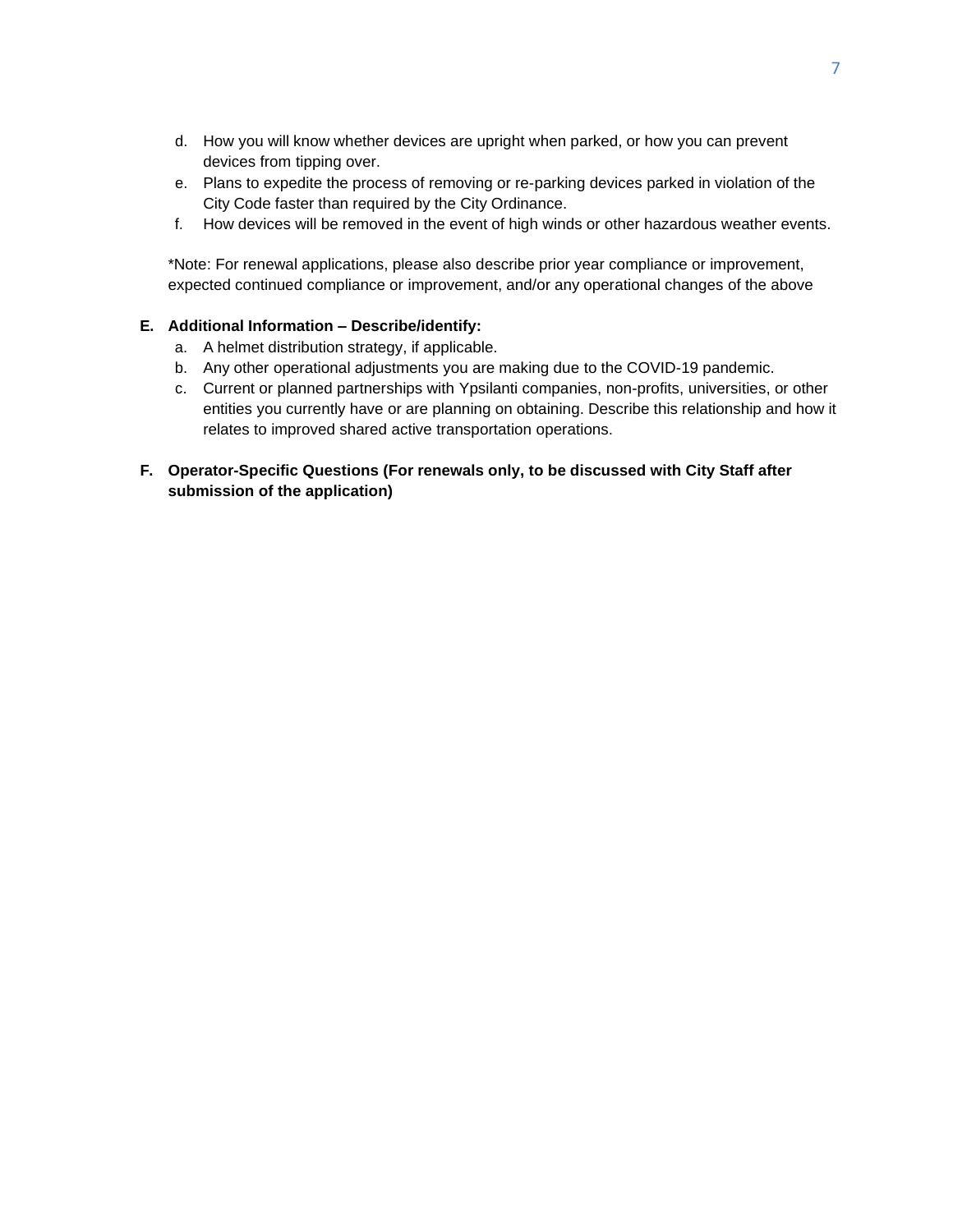d. How you will know whether devices are upright when parked, or how you can prevent devices from tipping over.
e. Plans to expedite the process of removing or re-parking devices parked in violation of the City Code faster than required by the City Ordinance.
f. How devices will be removed in the event of high winds or other hazardous weather events.

*Note: For renewal applications, please also describe prior year compliance or improvement, expected continued compliance or improvement, and/or any operational changes of the above

**E. Additional Information – Describe/identify:**

a. A helmet distribution strategy, if applicable.
b. Any other operational adjustments you are making due to the COVID-19 pandemic.
c. Current or planned partnerships with Ypsilanti companies, non-profits, universities, or other entities you currently have or are planning on obtaining. Describe this relationship and how it relates to improved shared active transportation operations.

**F. Operator-Specific Questions (For renewals only, to be discussed with City Staff after submission of the application)**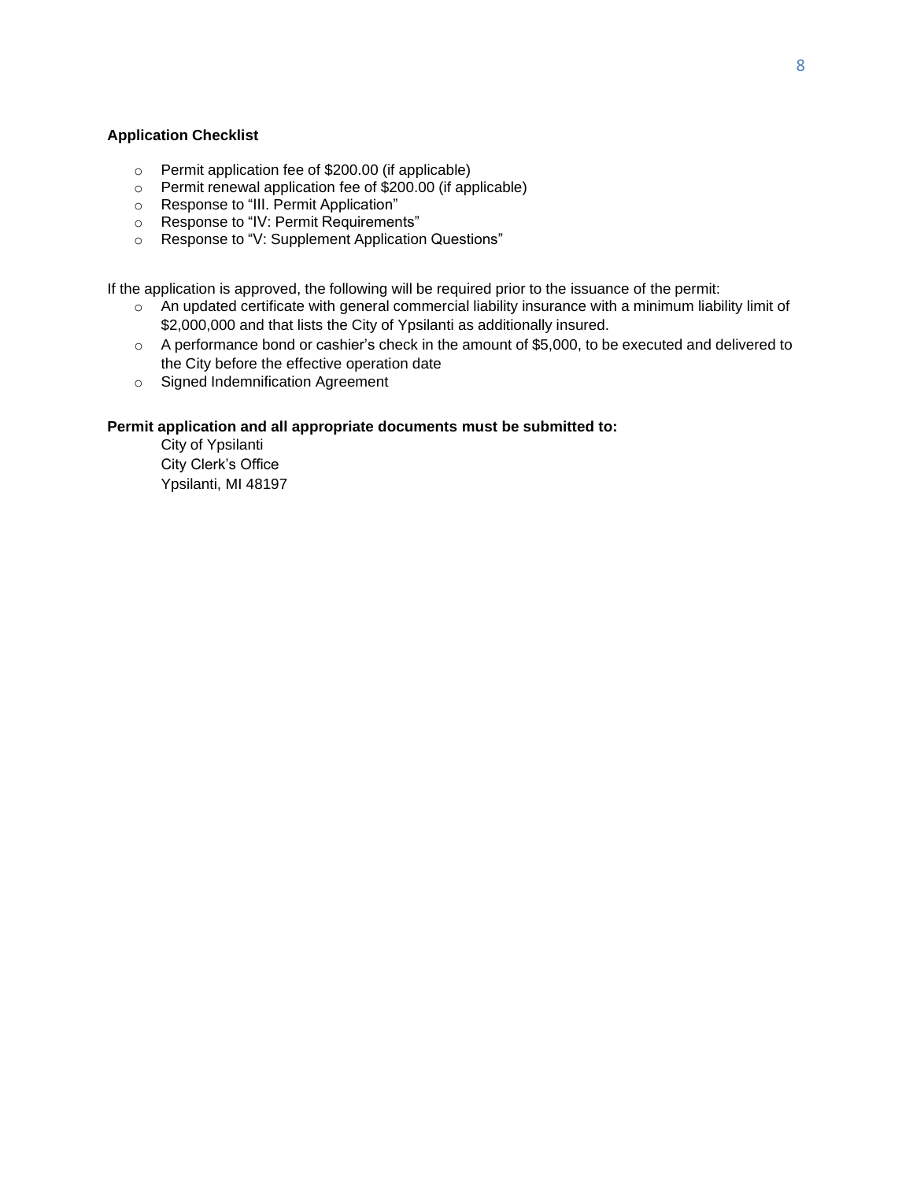**Application Checklist**

- Permit application fee of $200.00 (if applicable)
- Permit renewal application fee of $200.00 (if applicable)
- Response to "III. Permit Application"
- Response to "IV: Permit Requirements"
- Response to "V: Supplement Application Questions"

If the application is approved, the following will be required prior to the issuance of the permit:

- An updated certificate with general commercial liability insurance with a minimum liability limit of $2,000,000 and that lists the City of Ypsilanti as additionally insured.
- A performance bond or cashier's check in the amount of $5,000, to be executed and delivered to the City before the effective operation date
- Signed Indemnification Agreement

**Permit application and all appropriate documents must be submitted to:**

City of Ypsilanti
City Clerk's Office
Ypsilanti, MI 48197